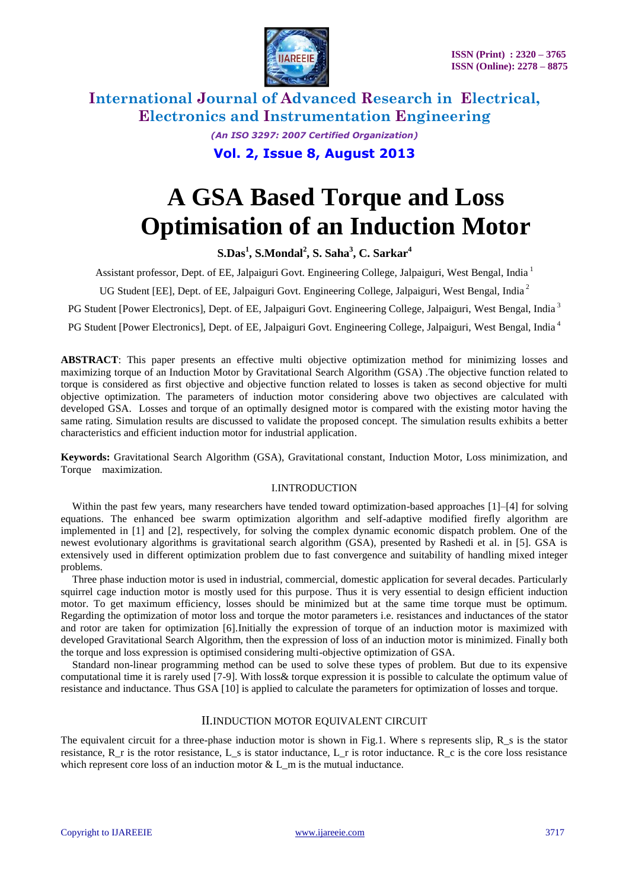# A GSA Based Torque and Loss Optimisation of an Induction Motor

**S.Das[1], S.Mondal[2], S. Saha[3], C. Sarkar[4]**

Assistant professor, Dept. of EE, Jalpaiguri Govt. Engineering College, Jalpaiguri, West Bengal, India [1]

UG Student [EE], Dept. of EE, Jalpaiguri Govt. Engineering College, Jalpaiguri, West Bengal, India [2]

PG Student [Power Electronics], Dept. of EE, Jalpaiguri Govt. Engineering College, Jalpaiguri, West Bengal, India [3]

PG Student [Power Electronics], Dept. of EE, Jalpaiguri Govt. Engineering College, Jalpaiguri, West Bengal, India [4]

**ABSTRACT**: This paper presents an effective multi objective optimization method for minimizing losses and maximizing torque of an Induction Motor by Gravitational Search Algorithm (GSA) .The objective function related to torque is considered as first objective and objective function related to losses is taken as second objective for multi objective optimization. The parameters of induction motor considering above two objectives are calculated with developed GSA. Losses and torque of an optimally designed motor is compared with the existing motor having the same rating. Simulation results are discussed to validate the proposed concept. The simulation results exhibits a better characteristics and efficient induction motor for industrial application.

**Keywords:** Gravitational Search Algorithm (GSA), Gravitational constant, Induction Motor, Loss minimization, and Torque maximization.

## I.INTRODUCTION

Within the past few years, many researchers have tended toward optimization-based approaches [1]–[4] for solving equations. The enhanced bee swarm optimization algorithm and self-adaptive modified firefly algorithm are implemented in [1] and [2], respectively, for solving the complex dynamic economic dispatch problem. One of the newest evolutionary algorithms is gravitational search algorithm (GSA), presented by Rashedi et al. in [5]. GSA is extensively used in different optimization problem due to fast convergence and suitability of handling mixed integer problems.

Three phase induction motor is used in industrial, commercial, domestic application for several decades. Particularly squirrel cage induction motor is mostly used for this purpose. Thus it is very essential to design efficient induction motor. To get maximum efficiency, losses should be minimized but at the same time torque must be optimum. Regarding the optimization of motor loss and torque the motor parameters i.e. resistances and inductances of the stator and rotor are taken for optimization [6].Initially the expression of torque of an induction motor is maximized with developed Gravitational Search Algorithm, then the expression of loss of an induction motor is minimized. Finally both the torque and loss expression is optimised considering multi-objective optimization of GSA.

Standard non-linear programming method can be used to solve these types of problem. But due to its expensive computational time it is rarely used [7-9]. With loss& torque expression it is possible to calculate the optimum value of resistance and inductance. Thus GSA [10] is applied to calculate the parameters for optimization of losses and torque.

## II.INDUCTION MOTOR EQUIVALENT CIRCUIT

The equivalent circuit for a three-phase induction motor is shown in Fig.1. Where s represents slip, $R_s$ is the stator resistance, $R_r$ is the rotor resistance, $L_s$ is stator inductance, $L_r$ is rotor inductance. $R_c$ is the core loss resistance which represent core loss of an induction motor & $L_m$ is the mutual inductance.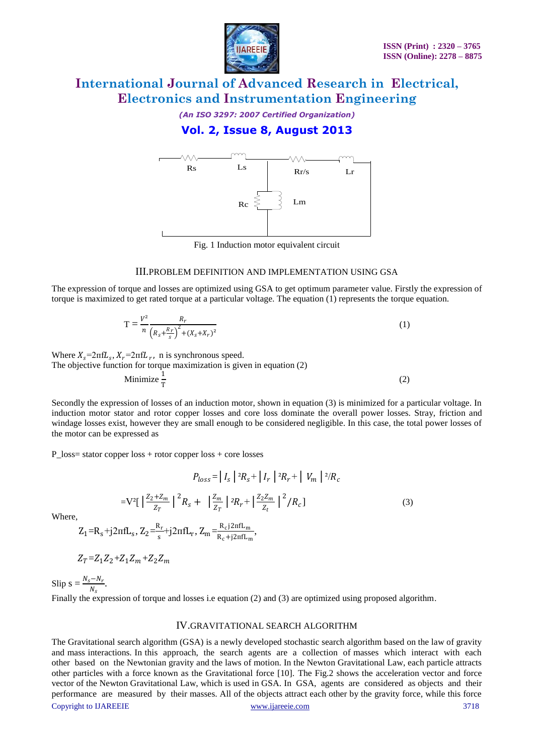Fig. 1 Induction motor equivalent circuit

## III. PROBLEM DEFINITION AND IMPLEMENTATION USING GSA

The expression of torque and losses are optimized using GSA to get optimum parameter value. Firstly the expression of torque is maximized to get rated torque at a particular voltage. The equation (1) represents the torque equation.

$$T = \frac{V^2}{n}\frac{R_r}{\left(R_s+\frac{R_r}{s}\right)^2+(X_s+X_r)^2} \tag{1}$$

Where $X_s$=2πf$L_s$, $X_r$=2πf$L_r$, n is synchronous speed.

The objective function for torque maximization is given in equation (2)

$$\text{Minimize } \frac{1}{T} \tag{2}$$

Secondly the expression of losses of an induction motor, shown in equation (3) is minimized for a particular voltage. In induction motor stator and rotor copper losses and core loss dominate the overall power losses. Stray, friction and windage losses exist, however they are small enough to be considered negligible. In this case, the total power losses of the motor can be expressed as

P_loss= stator copper loss + rotor copper loss + core losses

$$P_{loss}=|I_s|^2R_s+|I_r|^2R_r+|V_m|^2/R_c$$

$$=V^2\left[\left|\frac{Z_2+Z_m}{Z_T}\right|^2R_s+\left|\frac{Z_m}{Z_T}\right|^2R_r+\left|\frac{Z_2Z_m}{Z_t}\right|^2/R_c\right] \tag{3}$$

Where,

$$Z_1=R_s+j2\pi fL_s,\ Z_2=\frac{R_r}{s}+j2\pi fL_r,\ Z_m=\frac{R_c j2\pi fL_m}{R_c+j2\pi fL_m},$$

$$Z_T=Z_1Z_2+Z_1Z_m+Z_2Z_m$$

Slip $s=\frac{N_s-N_r}{N_s}$.

Finally the expression of torque and losses i.e equation (2) and (3) are optimized using proposed algorithm.

## IV. GRAVITATIONAL SEARCH ALGORITHM

The Gravitational search algorithm (GSA) is a newly developed stochastic search algorithm based on the law of gravity and mass interactions. In this approach, the search agents are a collection of masses which interact with each other based on the Newtonian gravity and the laws of motion. In the Newton Gravitational Law, each particle attracts other particles with a force known as the Gravitational force [10]. The Fig.2 shows the acceleration vector and force vector of the Newton Gravitational Law, which is used in GSA. In GSA, agents are considered as objects and their performance are measured by their masses. All of the objects attract each other by the gravity force, while this force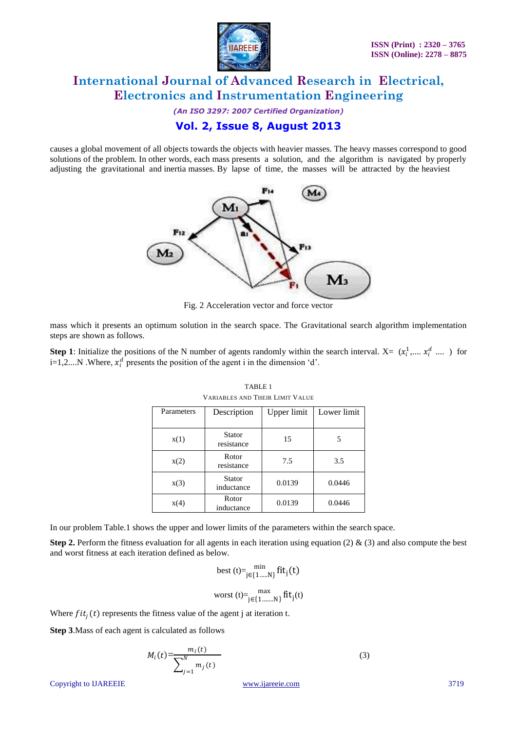causes a global movement of all objects towards the objects with heavier masses. The heavy masses correspond to good solutions of the problem. In other words, each mass presents a solution, and the algorithm is navigated by properly adjusting the gravitational and inertia masses. By lapse of time, the masses will be attracted by the heaviest

Fig. 2 Acceleration vector and force vector

mass which it presents an optimum solution in the search space. The Gravitational search algorithm implementation steps are shown as follows.

**Step 1**: Initialize the positions of the N number of agents randomly within the search interval. X= $(x_i^1, \ldots x_i^d \ldots)$ for i=1,2....N .Where, $x_i^d$ presents the position of the agent i in the dimension 'd'.

TABLE 1
VARIABLES AND THEIR LIMIT VALUE

| Parameters | Description | Upper limit | Lower limit |
|---|---|---|---|
| x(1) | Stator resistance | 15 | 5 |
| x(2) | Rotor resistance | 7.5 | 3.5 |
| x(3) | Stator inductance | 0.0139 | 0.0446 |
| x(4) | Rotor inductance | 0.0139 | 0.0446 |

In our problem Table.1 shows the upper and lower limits of the parameters within the search space.

**Step 2.** Perform the fitness evaluation for all agents in each iteration using equation (2) & (3) and also compute the best and worst fitness at each iteration defined as below.

$$\text{best}(t) = \min_{j \in \{1 \ldots N\}} \text{fit}_j(t)$$

$$\text{worst}(t) = \max_{j \in \{1 \ldots N\}} \text{fit}_j(t)$$

Where $fit_j(t)$ represents the fitness value of the agent j at iteration t.

**Step 3**.Mass of each agent is calculated as follows

$$M_i(t) = \frac{m_i(t)}{\sum_{j=1}^{N} m_j(t)} \tag{3}$$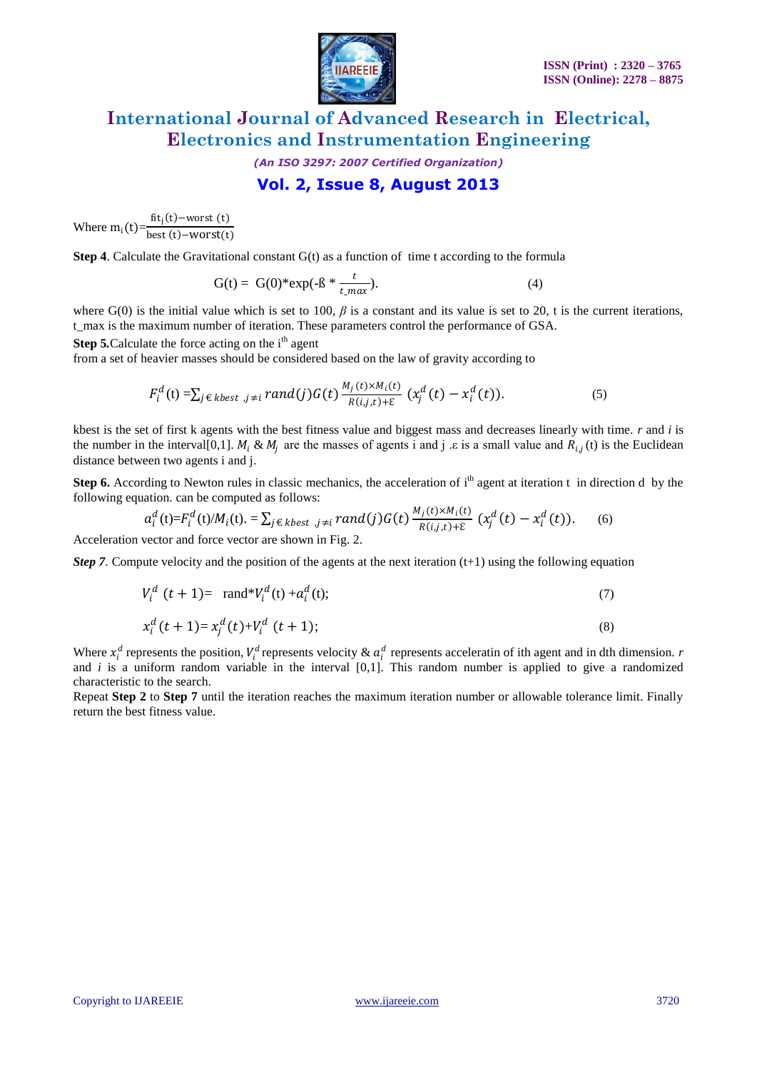Where $m_i(t)=\frac{fit_j(t)-worst\ (t)}{best\ (t)-worst(t)}$

**Step 4**. Calculate the Gravitational constant G(t) as a function of time t according to the formula

$$G(t) = G(0)*\exp(-ß * \frac{t}{t\_max}). \tag{4}$$

where G(0) is the initial value which is set to 100, $\beta$ is a constant and its value is set to 20, t is the current iterations, t_max is the maximum number of iteration. These parameters control the performance of GSA.

**Step 5.**Calculate the force acting on the i[th] agent from a set of heavier masses should be considered based on the law of gravity according to

$$F_i^d(t) = \sum_{j \in kbest\ ,j \neq i} rand(j) G(t) \frac{M_j(t) \times M_i(t)}{R(i,j,t)+\varepsilon} (x_j^d(t) - x_i^d(t)). \tag{5}$$

kbest is the set of first k agents with the best fitness value and biggest mass and decreases linearly with time. *r* and *i* is the number in the interval[0,1]. $M_i$ & $M_j$ are the masses of agents i and j .ε is a small value and $R_{i,j}(t)$ is the Euclidean distance between two agents i and j.

**Step 6.** According to Newton rules in classic mechanics, the acceleration of i[th] agent at iteration t in direction d by the following equation. can be computed as follows:

$$a_i^d(t) = F_i^d(t)/M_i(t). = \sum_{j \in kbest\ ,j \neq i} rand(j) G(t) \frac{M_j(t) \times M_i(t)}{R(i,j,t)+\varepsilon} (x_j^d(t) - x_i^d(t)). \tag{6}$$

Acceleration vector and force vector are shown in Fig. 2.

***Step 7***. Compute velocity and the position of the agents at the next iteration (t+1) using the following equation

$$V_i^d(t+1) = rand*V_i^d(t) + a_i^d(t); \tag{7}$$

$$x_i^d(t+1) = x_j^d(t) + V_i^d(t+1); \tag{8}$$

Where $x_i^d$ represents the position, $V_i^d$ represents velocity & $a_i^d$ represents acceleratin of ith agent and in dth dimension. *r* and *i* is a uniform random variable in the interval [0,1]. This random number is applied to give a randomized characteristic to the search.

Repeat **Step 2** to **Step 7** until the iteration reaches the maximum iteration number or allowable tolerance limit. Finally return the best fitness value.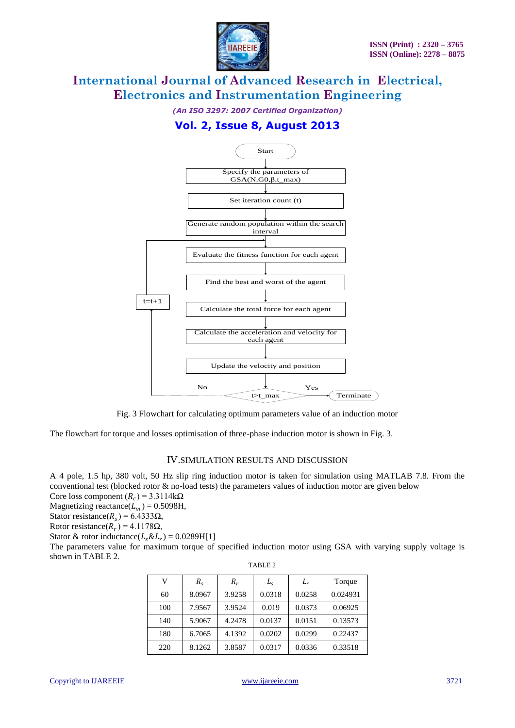```
Start
  ↓
Specify the parameters of GSA(N.G0,β.t_max)
  ↓
Set iteration count (t)
  ↓
Generate random population within the search interval
  ↓
Evaluate the fitness function for each agent   ←──┐
  ↓                                              │
Find the best and worst of the agent             │
  ↓                                            t=t+1
Calculate the total force for each agent         │
  ↓                                              │
Calculate the acceleration and velocity for each agent
  ↓                                              │
Update the velocity and position                 │
  ↓                                              │
t>t_max ── No ───────────────────────────────────┘
  │
 Yes
  ↓
Terminate
```

Fig. 3 Flowchart for calculating optimum parameters value of an induction motor

The flowchart for torque and losses optimisation of three-phase induction motor is shown in Fig. 3.

## IV. SIMULATION RESULTS AND DISCUSSION

A 4 pole, 1.5 hp, 380 volt, 50 Hz slip ring induction motor is taken for simulation using MATLAB 7.8. From the conventional test (blocked rotor & no-load tests) the parameters values of induction motor are given below

Core loss component ($R_c$) = 3.3114kΩ

Magnetizing reactance($L_m$) = 0.5098H,

Stator resistance($R_s$) = 6.4333Ω,

Rotor resistance($R_r$) = 4.1178Ω,

Stator & rotor inductance($L_s$&$L_r$) = 0.0289H[1]

The parameters value for maximum torque of specified induction motor using GSA with varying supply voltage is shown in TABLE 2.

TABLE 2

| V | $R_s$ | $R_r$ | $L_s$ | $L_r$ | Torque |
|---|---|---|---|---|---|
| 60 | 8.0967 | 3.9258 | 0.0318 | 0.0258 | 0.024931 |
| 100 | 7.9567 | 3.9524 | 0.019 | 0.0373 | 0.06925 |
| 140 | 5.9067 | 4.2478 | 0.0137 | 0.0151 | 0.13573 |
| 180 | 6.7065 | 4.1392 | 0.0202 | 0.0299 | 0.22437 |
| 220 | 8.1262 | 3.8587 | 0.0317 | 0.0336 | 0.33518 |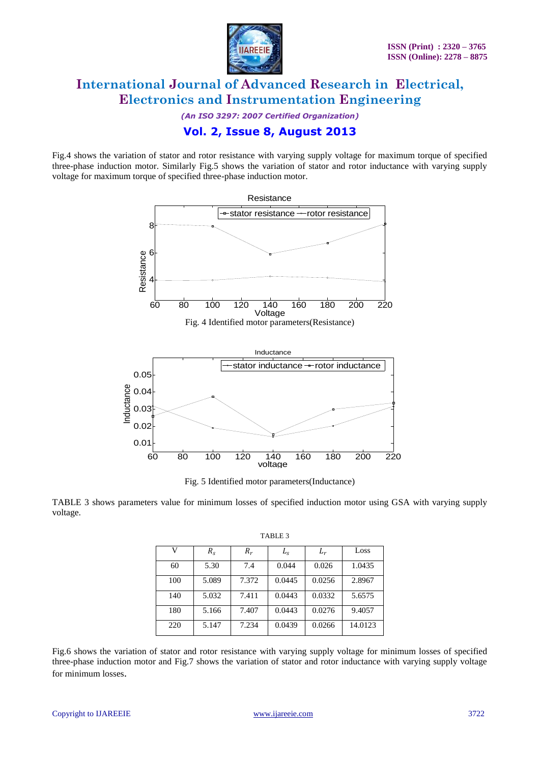Fig.4 shows the variation of stator and rotor resistance with varying supply voltage for maximum torque of specified three-phase induction motor. Similarly Fig.5 shows the variation of stator and rotor inductance with varying supply voltage for maximum torque of specified three-phase induction motor.

Fig. 4 Identified motor parameters(Resistance)

Fig. 5 Identified motor parameters(Inductance)

TABLE 3 shows parameters value for minimum losses of specified induction motor using GSA with varying supply voltage.

TABLE 3

| V | $R_s$ | $R_r$ | $L_s$ | $L_r$ | Loss |
|---|---|---|---|---|---|
| 60 | 5.30 | 7.4 | 0.044 | 0.026 | 1.0435 |
| 100 | 5.089 | 7.372 | 0.0445 | 0.0256 | 2.8967 |
| 140 | 5.032 | 7.411 | 0.0443 | 0.0332 | 5.6575 |
| 180 | 5.166 | 7.407 | 0.0443 | 0.0276 | 9.4057 |
| 220 | 5.147 | 7.234 | 0.0439 | 0.0266 | 14.0123 |

Fig.6 shows the variation of stator and rotor resistance with varying supply voltage for minimum losses of specified three-phase induction motor and Fig.7 shows the variation of stator and rotor inductance with varying supply voltage for minimum losses.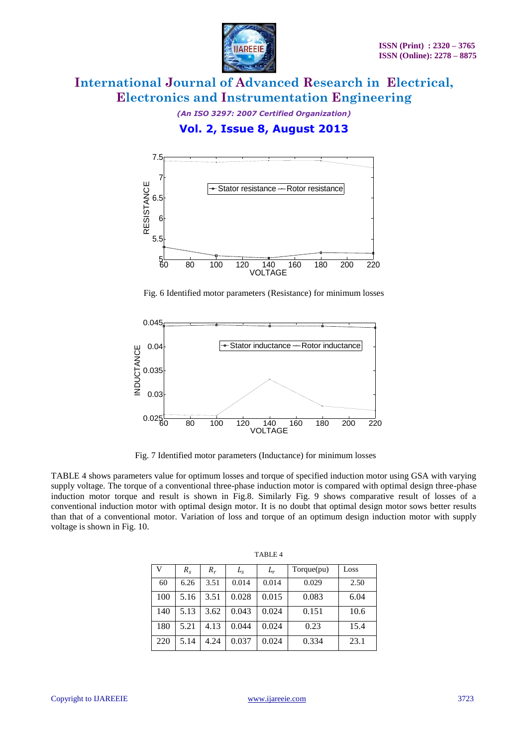Fig. 6 Identified motor parameters (Resistance) for minimum losses

Fig. 7 Identified motor parameters (Inductance) for minimum losses

TABLE 4 shows parameters value for optimum losses and torque of specified induction motor using GSA with varying supply voltage. The torque of a conventional three-phase induction motor is compared with optimal design three-phase induction motor torque and result is shown in Fig.8. Similarly Fig. 9 shows comparative result of losses of a conventional induction motor with optimal design motor. It is no doubt that optimal design motor sows better results than that of a conventional motor. Variation of loss and torque of an optimum design induction motor with supply voltage is shown in Fig. 10.

TABLE 4

| V | $R_s$ | $R_r$ | $L_s$ | $L_r$ | Torque(pu) | Loss |
|---|---|---|---|---|---|---|
| 60 | 6.26 | 3.51 | 0.014 | 0.014 | 0.029 | 2.50 |
| 100 | 5.16 | 3.51 | 0.028 | 0.015 | 0.083 | 6.04 |
| 140 | 5.13 | 3.62 | 0.043 | 0.024 | 0.151 | 10.6 |
| 180 | 5.21 | 4.13 | 0.044 | 0.024 | 0.23 | 15.4 |
| 220 | 5.14 | 4.24 | 0.037 | 0.024 | 0.334 | 23.1 |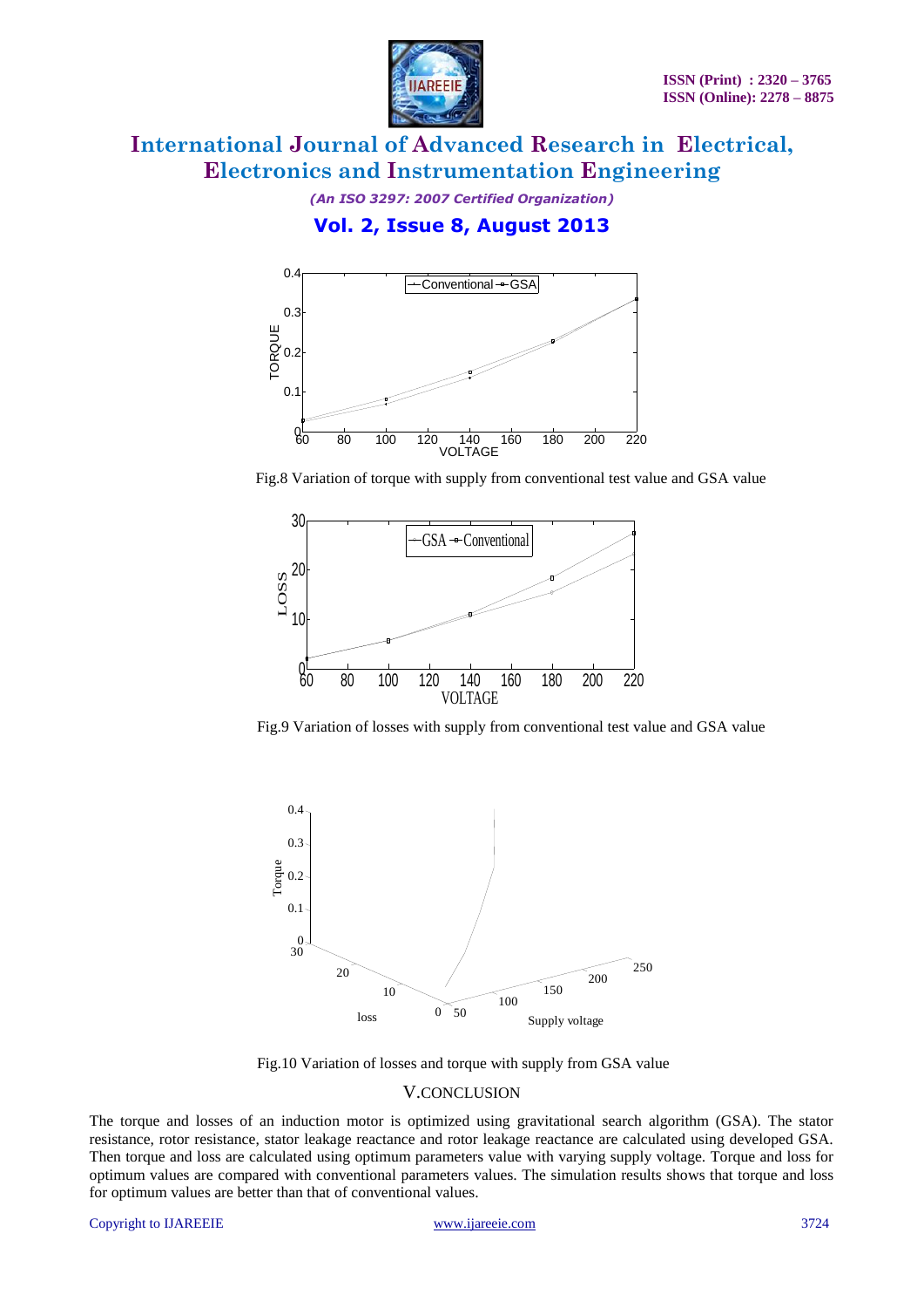Fig.8 Variation of torque with supply from conventional test value and GSA value

Fig.9 Variation of losses with supply from conventional test value and GSA value

Fig.10 Variation of losses and torque with supply from GSA value

## V.CONCLUSION

The torque and losses of an induction motor is optimized using gravitational search algorithm (GSA). The stator resistance, rotor resistance, stator leakage reactance and rotor leakage reactance are calculated using developed GSA. Then torque and loss are calculated using optimum parameters value with varying supply voltage. Torque and loss for optimum values are compared with conventional parameters values. The simulation results shows that torque and loss for optimum values are better than that of conventional values.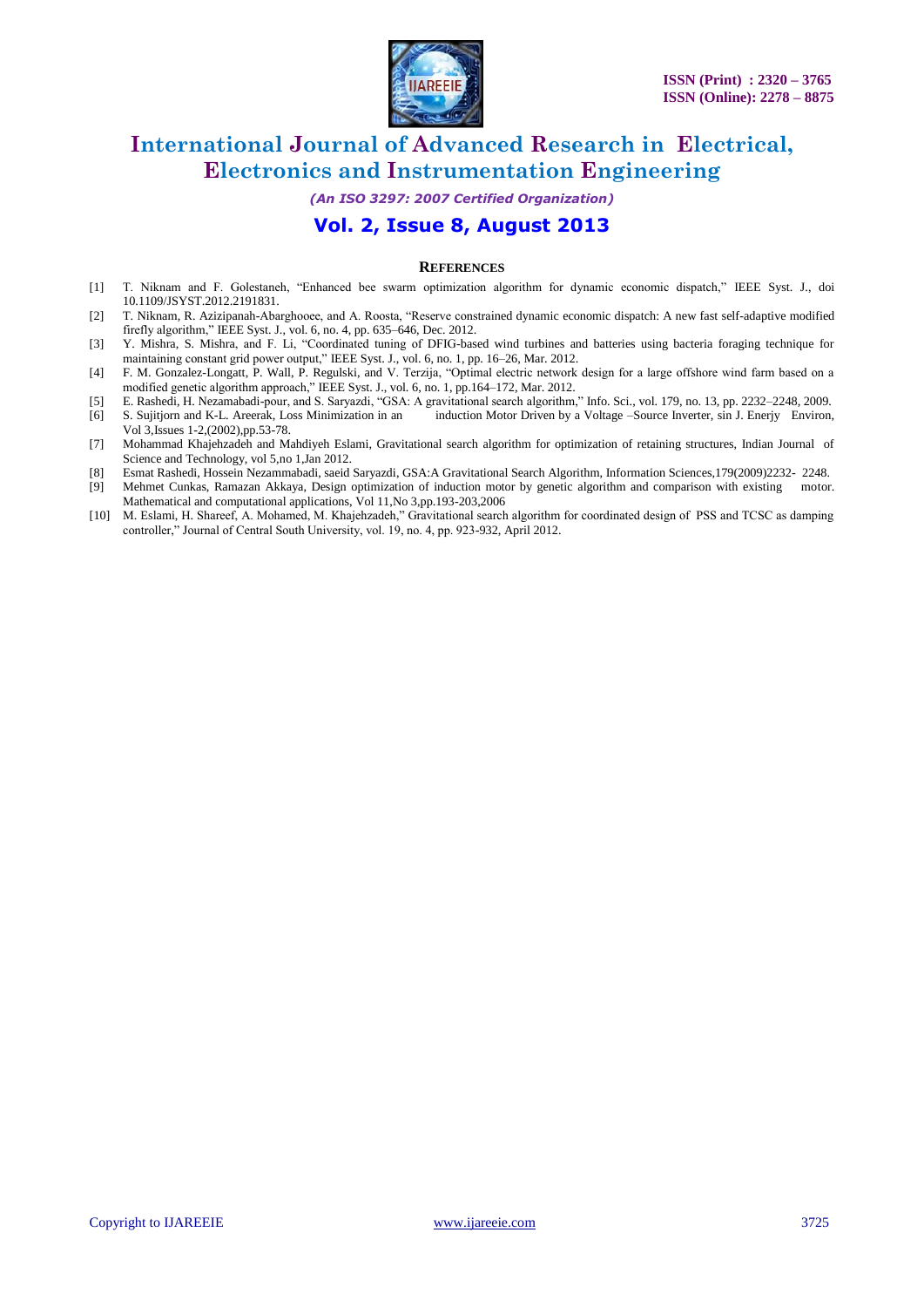## REFERENCES

[1] T. Niknam and F. Golestaneh, "Enhanced bee swarm optimization algorithm for dynamic economic dispatch," IEEE Syst. J., doi 10.1109/JSYST.2012.2191831.

[2] T. Niknam, R. Azizipanah-Abarghooee, and A. Roosta, "Reserve constrained dynamic economic dispatch: A new fast self-adaptive modified firefly algorithm," IEEE Syst. J., vol. 6, no. 4, pp. 635–646, Dec. 2012.

[3] Y. Mishra, S. Mishra, and F. Li, "Coordinated tuning of DFIG-based wind turbines and batteries using bacteria foraging technique for maintaining constant grid power output," IEEE Syst. J., vol. 6, no. 1, pp. 16–26, Mar. 2012.

[4] F. M. Gonzalez-Longatt, P. Wall, P. Regulski, and V. Terzija, "Optimal electric network design for a large offshore wind farm based on a modified genetic algorithm approach," IEEE Syst. J., vol. 6, no. 1, pp.164–172, Mar. 2012.

[5] E. Rashedi, H. Nezamabadi-pour, and S. Saryazdi, "GSA: A gravitational search algorithm," Info. Sci., vol. 179, no. 13, pp. 2232–2248, 2009.

[6] S. Sujitjorn and K-L. Areerak, Loss Minimization in an induction Motor Driven by a Voltage –Source Inverter, sin J. Enerjy Environ, Vol 3,Issues 1-2,(2002),pp.53-78.

[7] Mohammad Khajehzadeh and Mahdiyeh Eslami, Gravitational search algorithm for optimization of retaining structures, Indian Journal of Science and Technology, vol 5,no 1,Jan 2012.

[8] Esmat Rashedi, Hossein Nezammabadi, saeid Saryazdi, GSA:A Gravitational Search Algorithm, Information Sciences,179(2009)2232- 2248.

[9] Mehmet Cunkas, Ramazan Akkaya, Design optimization of induction motor by genetic algorithm and comparison with existing motor. Mathematical and computational applications, Vol 11,No 3,pp.193-203,2006

[10] M. Eslami, H. Shareef, A. Mohamed, M. Khajehzadeh," Gravitational search algorithm for coordinated design of PSS and TCSC as damping controller," Journal of Central South University, vol. 19, no. 4, pp. 923-932, April 2012.